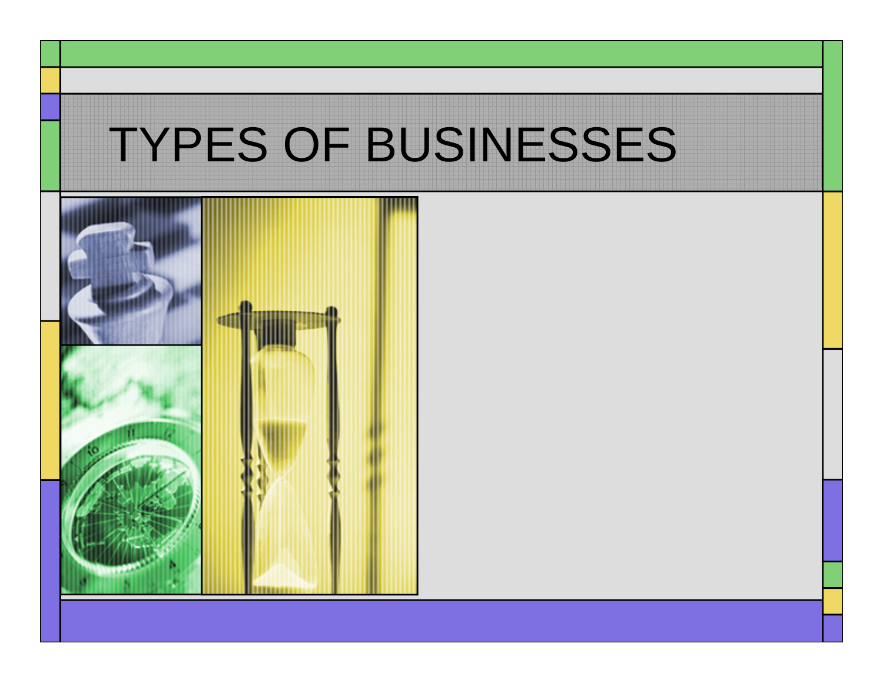# TYPES OF BUSINESSES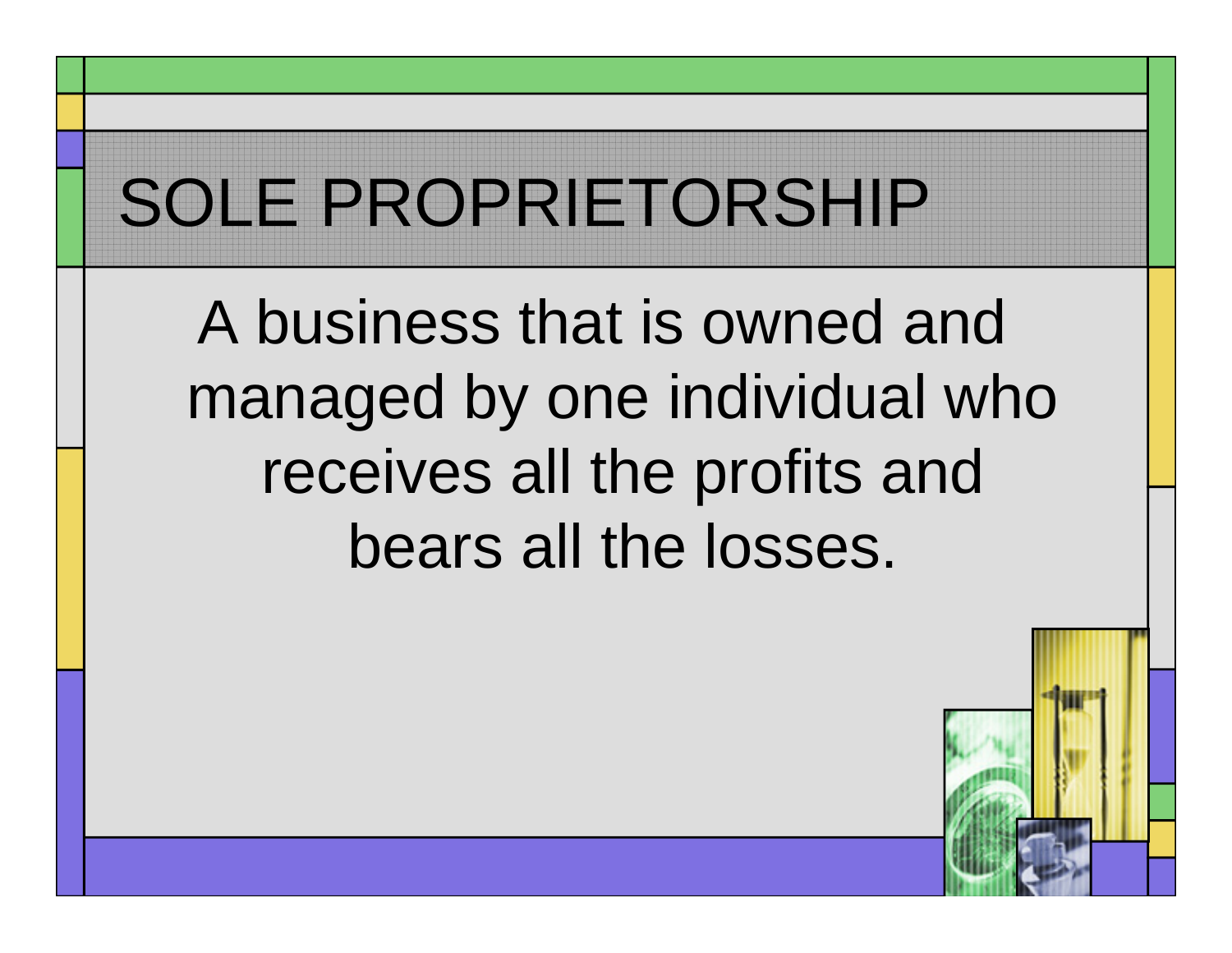# SOLE PROPRIETORSHIP

A business that is owned and managed by one individual who receives all the profits and bears all the losses.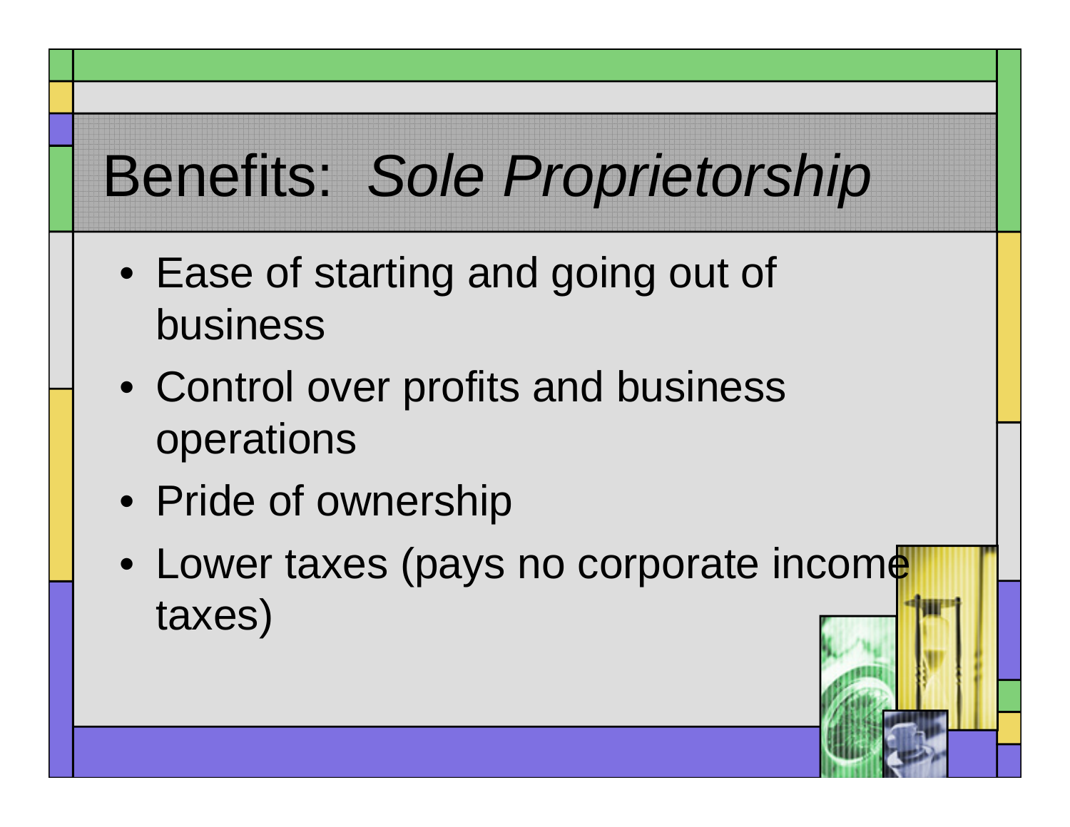# Benefits: *Sole Proprietorship*

- Ease of starting and going out of business
- Control over profits and business operations
- Pride of ownership
- Lower taxes (pays no corporate income taxes)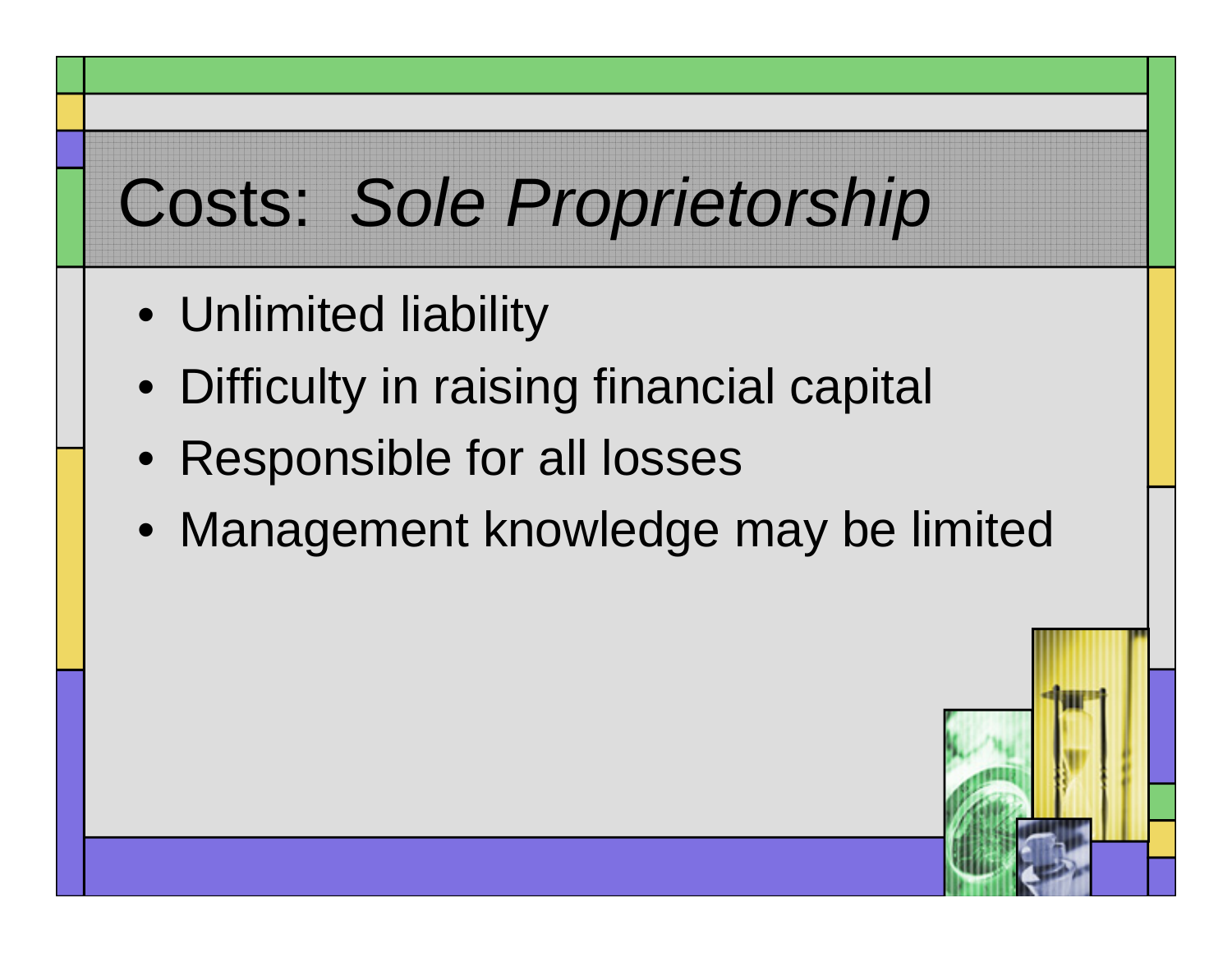# Costs: *Sole Proprietorship*

- Unlimited liability
- Difficulty in raising financial capital
- Responsible for all losses
- Management knowledge may be limited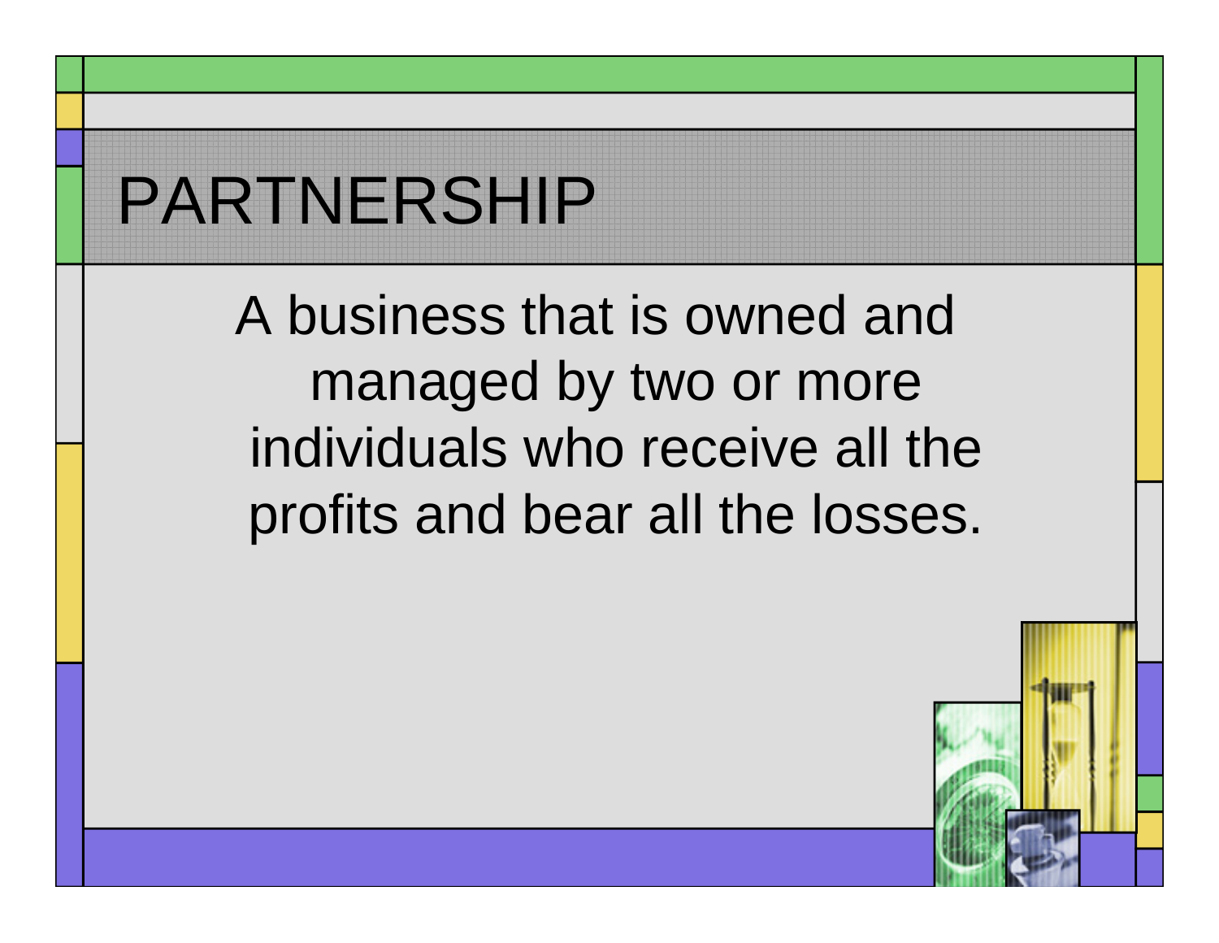# PARTNERSHIP

A business that is owned and managed by two or more individuals who receive all the profits and bear all the losses.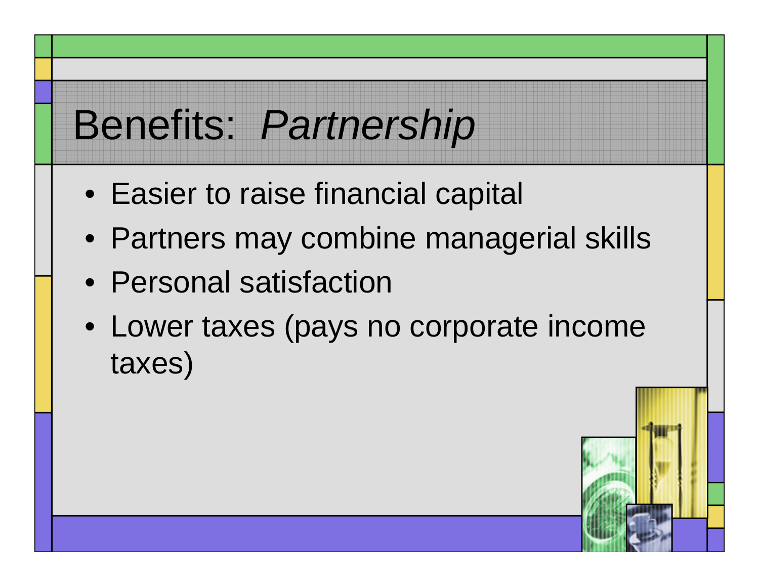# Benefits: *Partnership*

- Easier to raise financial capital
- Partners may combine managerial skills
- Personal satisfaction
- Lower taxes (pays no corporate income taxes)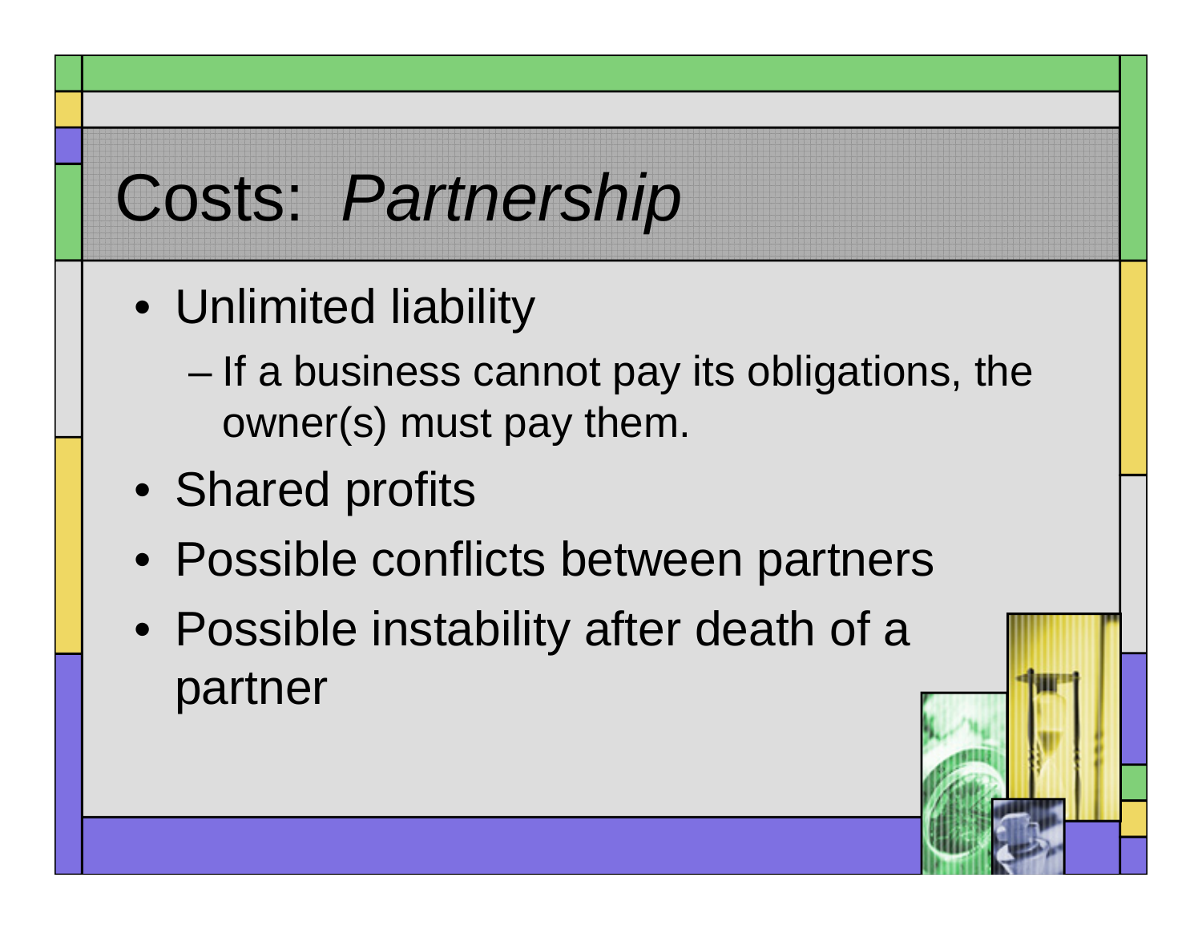# Costs: *Partnership*

- Unlimited liability
  - If a business cannot pay its obligations, the owner(s) must pay them.
- Shared profits
- Possible conflicts between partners
- Possible instability after death of a partner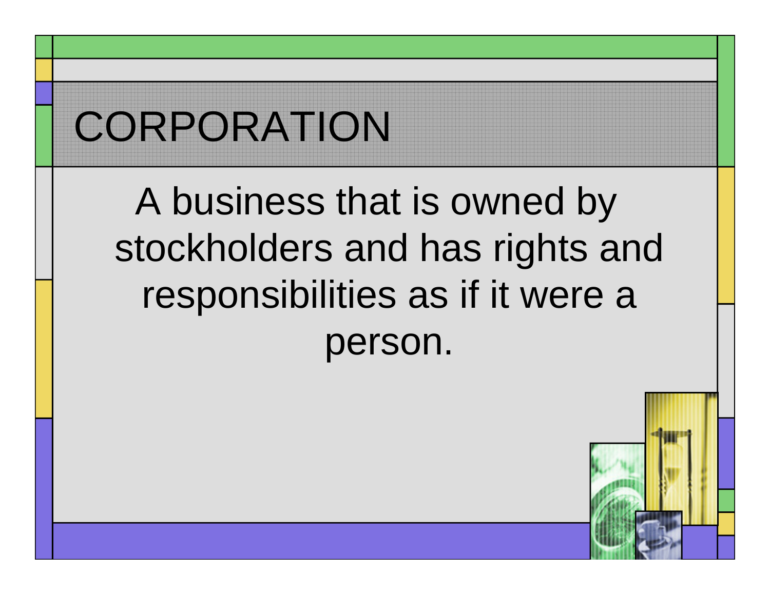# CORPORATION

A business that is owned by stockholders and has rights and responsibilities as if it were a person.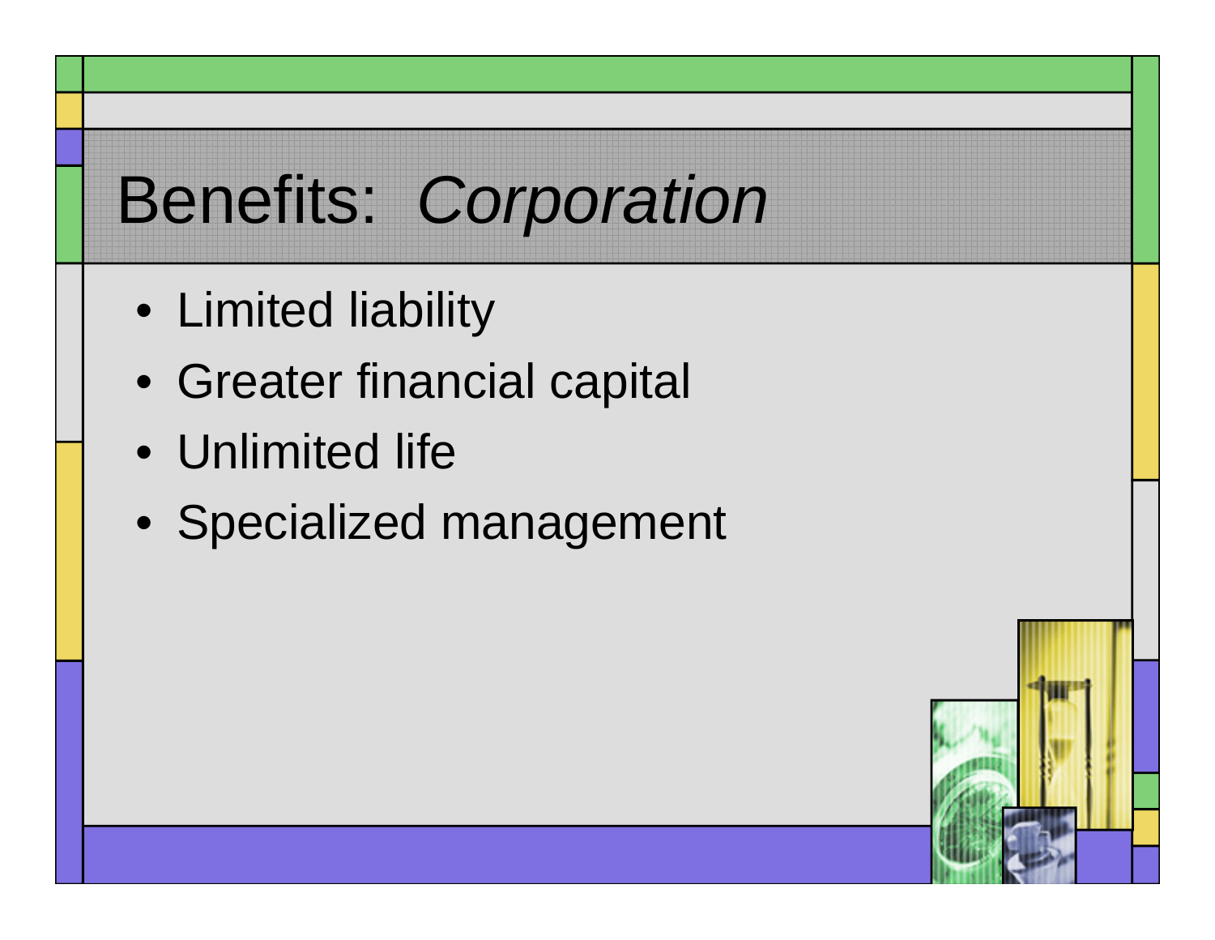# Benefits: *Corporation*

- Limited liability
- Greater financial capital
- Unlimited life
- Specialized management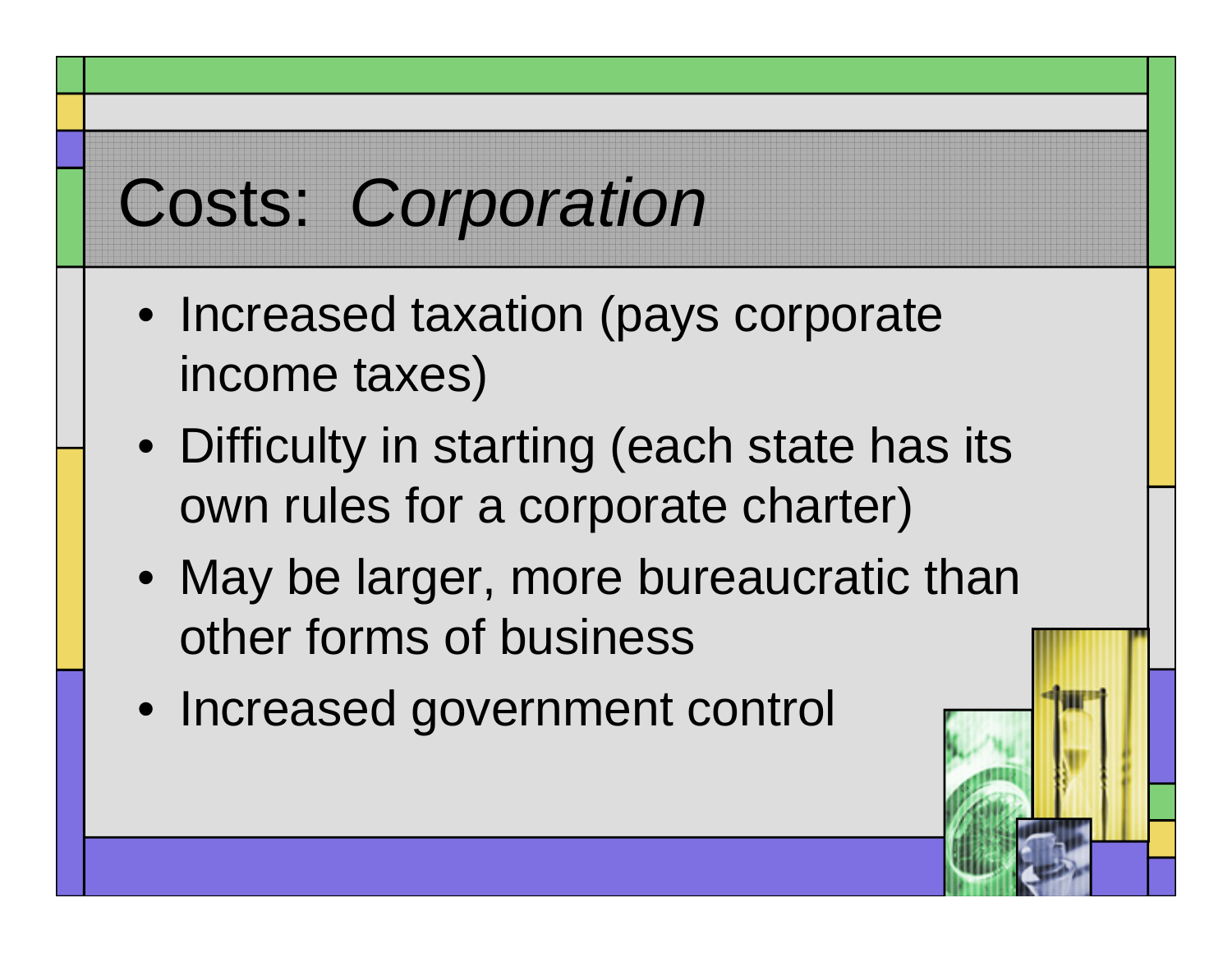# Costs: *Corporation*

- Increased taxation (pays corporate income taxes)
- Difficulty in starting (each state has its own rules for a corporate charter)
- May be larger, more bureaucratic than other forms of business
- Increased government control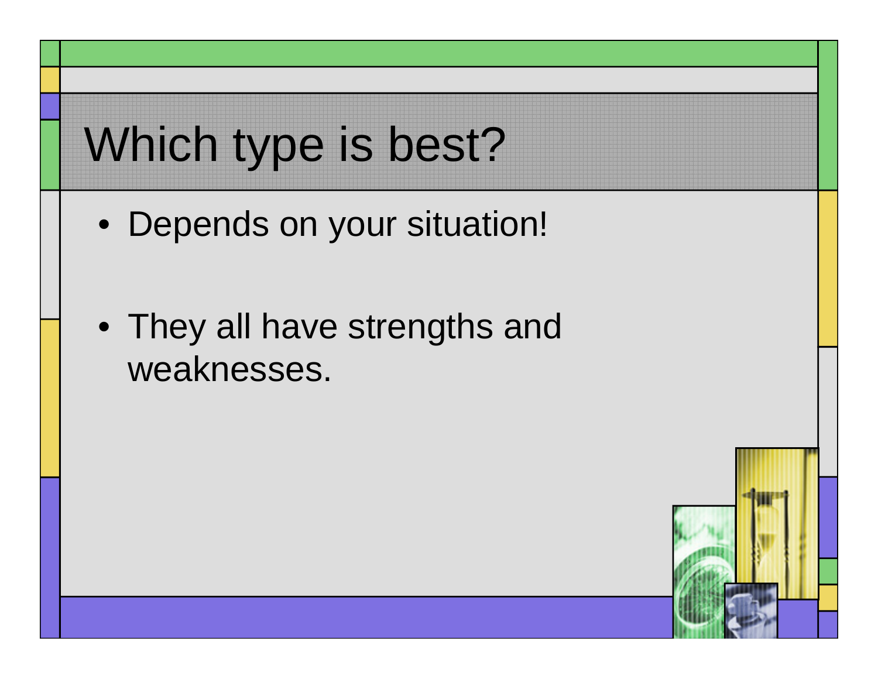# Which type is best?

- Depends on your situation!
- They all have strengths and weaknesses.